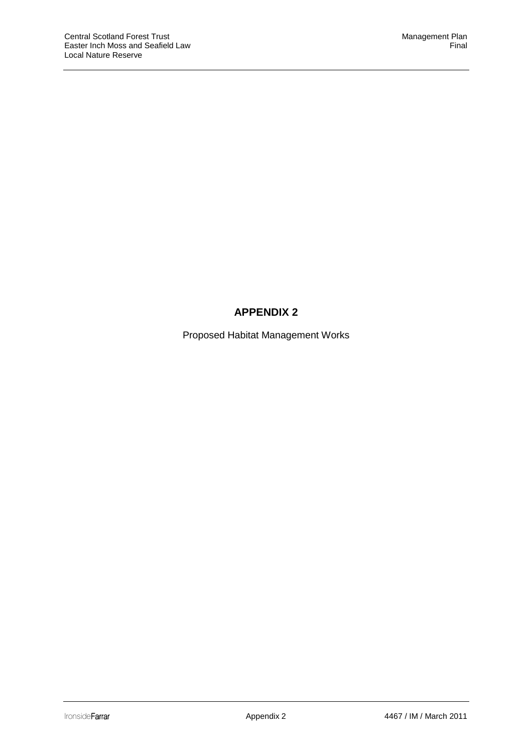# APPENDIX 2

Proposed Habitat Management Works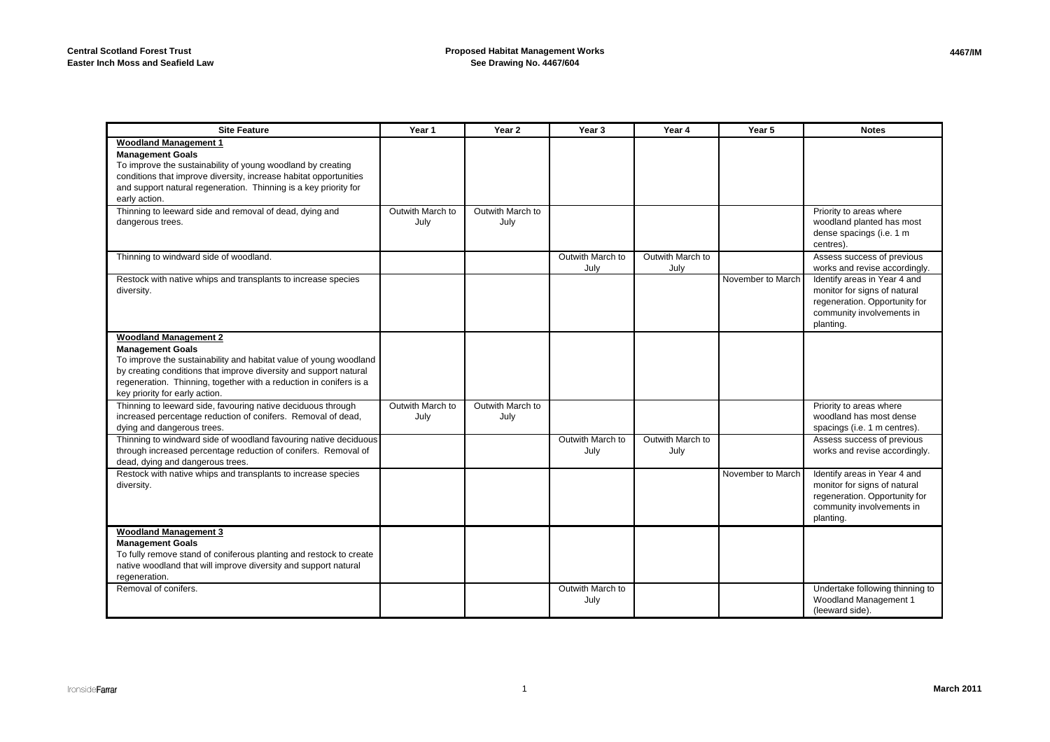**Central Scotland Forest Trust**
**Easter Inch Moss and Seafield Law**

**Proposed Habitat Management Works**
**See Drawing No. 4467/604**

4467/IM

| Site Feature | Year 1 | Year 2 | Year 3 | Year 4 | Year 5 | Notes |
|---|---|---|---|---|---|---|
| **Woodland Management 1**<br>**Management Goals**<br>To improve the sustainability of young woodland by creating conditions that improve diversity, increase habitat opportunities and support natural regeneration. Thinning is a key priority for early action. | | | | | | |
| Thinning to leeward side and removal of dead, dying and dangerous trees. | Outwith March to July | Outwith March to July | | | | Priority to areas where woodland planted has most dense spacings (i.e. 1 m centres). |
| Thinning to windward side of woodland. | | | Outwith March to July | Outwith March to July | | Assess success of previous works and revise accordingly. |
| Restock with native whips and transplants to increase species diversity. | | | | | November to March | Identify areas in Year 4 and monitor for signs of natural regeneration. Opportunity for community involvements in planting. |
| **Woodland Management 2**<br>**Management Goals**<br>To improve the sustainability and habitat value of young woodland by creating conditions that improve diversity and support natural regeneration. Thinning, together with a reduction in conifers is a key priority for early action. | | | | | | |
| Thinning to leeward side, favouring native deciduous through increased percentage reduction of conifers. Removal of dead, dying and dangerous trees. | Outwith March to July | Outwith March to July | | | | Priority to areas where woodland has most dense spacings (i.e. 1 m centres). |
| Thinning to windward side of woodland favouring native deciduous through increased percentage reduction of conifers. Removal of dead, dying and dangerous trees. | | | Outwith March to July | Outwith March to July | | Assess success of previous works and revise accordingly. |
| Restock with native whips and transplants to increase species diversity. | | | | | November to March | Identify areas in Year 4 and monitor for signs of natural regeneration. Opportunity for community involvements in planting. |
| **Woodland Management 3**<br>**Management Goals**<br>To fully remove stand of coniferous planting and restock to create native woodland that will improve diversity and support natural regeneration. | | | | | | |
| Removal of conifers. | | | Outwith March to July | | | Undertake following thinning to Woodland Management 1 (leeward side). |

IronsideFarrar

March 2011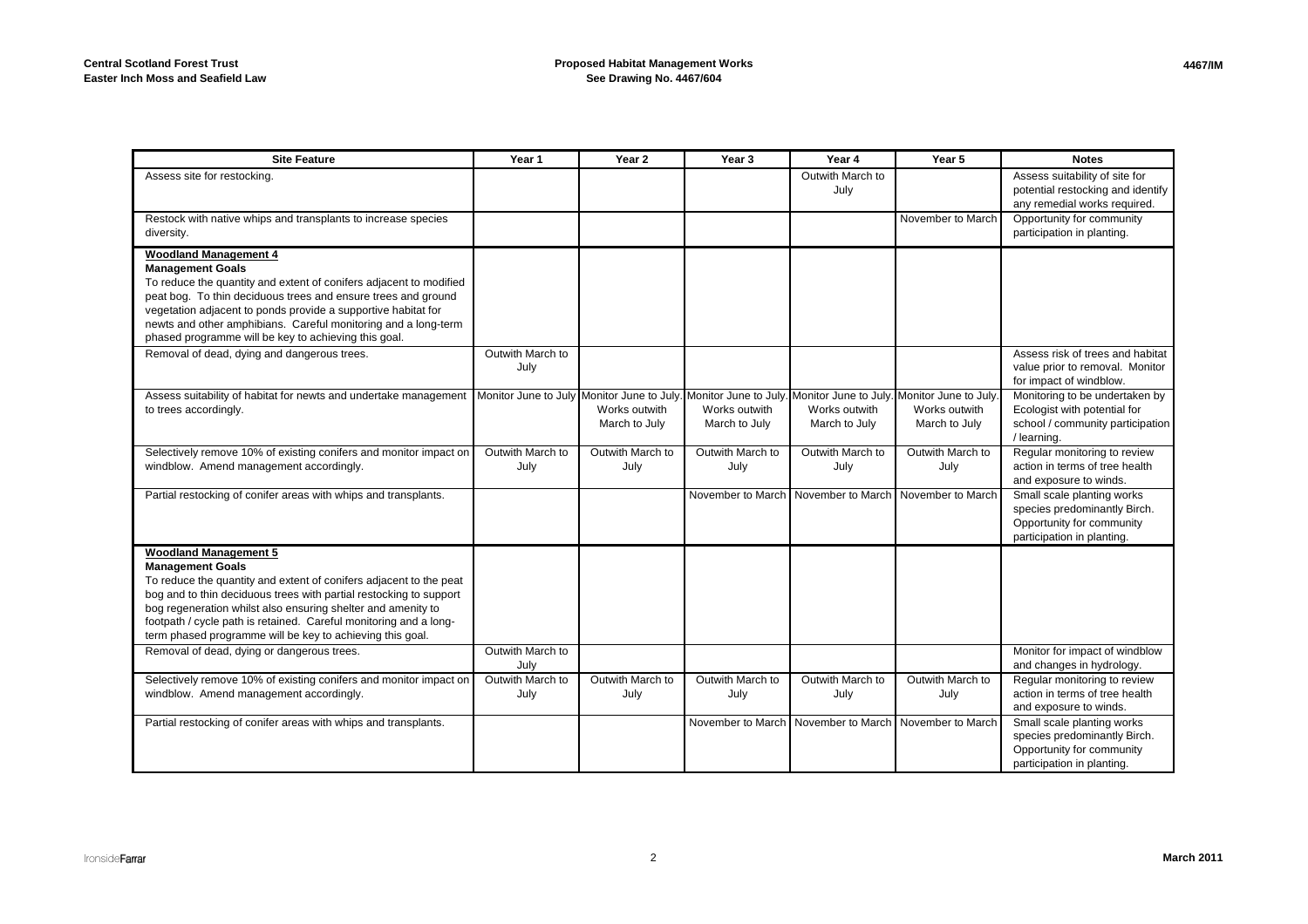| Site Feature | Year 1 | Year 2 | Year 3 | Year 4 | Year 5 | Notes |
|---|---|---|---|---|---|---|
| Assess site for restocking. | | | | Outwith March to July | | Assess suitability of site for potential restocking and identify any remedial works required. |
| Restock with native whips and transplants to increase species diversity. | | | | | November to March | Opportunity for community participation in planting. |
| **Woodland Management 4**<br>**Management Goals**<br>To reduce the quantity and extent of conifers adjacent to modified peat bog. To thin deciduous trees and ensure trees and ground vegetation adjacent to ponds provide a supportive habitat for newts and other amphibians. Careful monitoring and a long-term phased programme will be key to achieving this goal. | | | | | | |
| Removal of dead, dying and dangerous trees. | Outwith March to July | | | | | Assess risk of trees and habitat value prior to removal. Monitor for impact of windblow. |
| Assess suitability of habitat for newts and undertake management to trees accordingly. | Monitor June to July | Monitor June to July. Works outwith March to July | Monitor June to July. Works outwith March to July | Monitor June to July. Works outwith March to July | Monitor June to July. Works outwith March to July | Monitoring to be undertaken by Ecologist with potential for school / community participation / learning. |
| Selectively remove 10% of existing conifers and monitor impact on windblow. Amend management accordingly. | Outwith March to July | Outwith March to July | Outwith March to July | Outwith March to July | Outwith March to July | Regular monitoring to review action in terms of tree health and exposure to winds. |
| Partial restocking of conifer areas with whips and transplants. | | | November to March | November to March | November to March | Small scale planting works species predominantly Birch. Opportunity for community participation in planting. |
| **Woodland Management 5**<br>**Management Goals**<br>To reduce the quantity and extent of conifers adjacent to the peat bog and to thin deciduous trees with partial restocking to support bog regeneration whilst also ensuring shelter and amenity to footpath / cycle path is retained. Careful monitoring and a long-term phased programme will be key to achieving this goal. | | | | | | |
| Removal of dead, dying or dangerous trees. | Outwith March to July | | | | | Monitor for impact of windblow and changes in hydrology. |
| Selectively remove 10% of existing conifers and monitor impact on windblow. Amend management accordingly. | Outwith March to July | Outwith March to July | Outwith March to July | Outwith March to July | Outwith March to July | Regular monitoring to review action in terms of tree health and exposure to winds. |
| Partial restocking of conifer areas with whips and transplants. | | | November to March | November to March | November to March | Small scale planting works species predominantly Birch. Opportunity for community participation in planting. |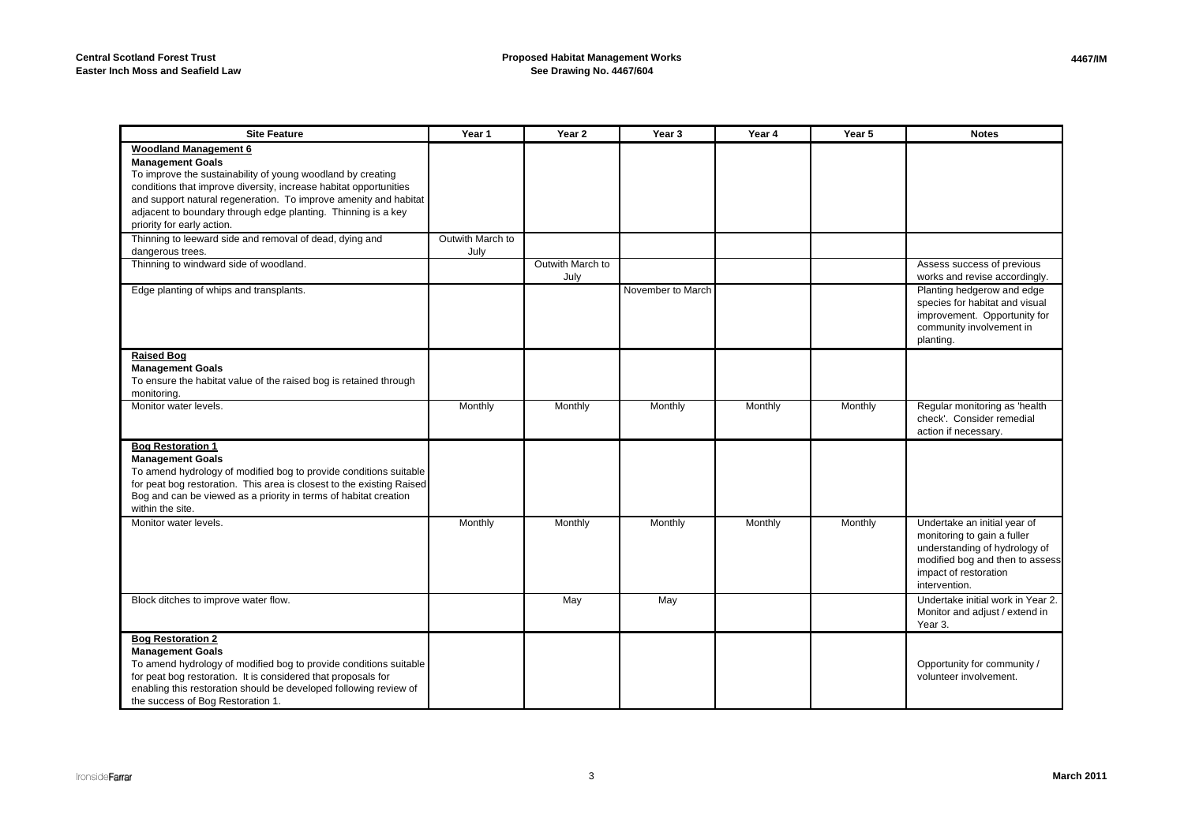**Central Scotland Forest Trust**
**Easter Inch Moss and Seafield Law**

**Proposed Habitat Management Works**
**See Drawing No. 4467/604**

| Site Feature | Year 1 | Year 2 | Year 3 | Year 4 | Year 5 | Notes |
|---|---|---|---|---|---|---|
| **Woodland Management 6**<br>**Management Goals**<br>To improve the sustainability of young woodland by creating conditions that improve diversity, increase habitat opportunities and support natural regeneration. To improve amenity and habitat adjacent to boundary through edge planting. Thinning is a key priority for early action. | | | | | | |
| Thinning to leeward side and removal of dead, dying and dangerous trees. | Outwith March to July | | | | | |
| Thinning to windward side of woodland. | | Outwith March to July | | | | Assess success of previous works and revise accordingly. |
| Edge planting of whips and transplants. | | | November to March | | | Planting hedgerow and edge species for habitat and visual improvement. Opportunity for community involvement in planting. |
| **Raised Bog**<br>**Management Goals**<br>To ensure the habitat value of the raised bog is retained through monitoring. | | | | | | |
| Monitor water levels. | Monthly | Monthly | Monthly | Monthly | Monthly | Regular monitoring as 'health check'. Consider remedial action if necessary. |
| **Bog Restoration 1**<br>**Management Goals**<br>To amend hydrology of modified bog to provide conditions suitable for peat bog restoration. This area is closest to the existing Raised Bog and can be viewed as a priority in terms of habitat creation within the site. | | | | | | |
| Monitor water levels. | Monthly | Monthly | Monthly | Monthly | Monthly | Undertake an initial year of monitoring to gain a fuller understanding of hydrology of modified bog and then to assess impact of restoration intervention. |
| Block ditches to improve water flow. | | May | May | | | Undertake initial work in Year 2. Monitor and adjust / extend in Year 3. |
| **Bog Restoration 2**<br>**Management Goals**<br>To amend hydrology of modified bog to provide conditions suitable for peat bog restoration. It is considered that proposals for enabling this restoration should be developed following review of the success of Bog Restoration 1. | | | | | | Opportunity for community / volunteer involvement. |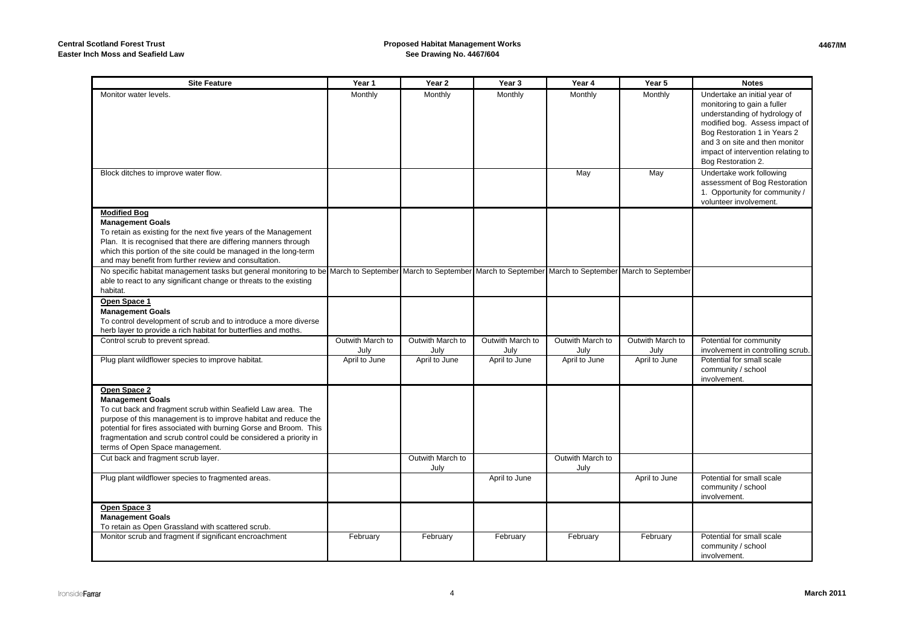| Site Feature | Year 1 | Year 2 | Year 3 | Year 4 | Year 5 | Notes |
|---|---|---|---|---|---|---|
| Monitor water levels. | Monthly | Monthly | Monthly | Monthly | Monthly | Undertake an initial year of monitoring to gain a fuller understanding of hydrology of modified bog. Assess impact of Bog Restoration 1 in Years 2 and 3 on site and then monitor impact of intervention relating to Bog Restoration 2. |
| Block ditches to improve water flow. | | | | May | May | Undertake work following assessment of Bog Restoration 1. Opportunity for community / volunteer involvement. |
| **Modified Bog**<br>**Management Goals**<br>To retain as existing for the next five years of the Management Plan. It is recognised that there are differing manners through which this portion of the site could be managed in the long-term and may benefit from further review and consultation. | | | | | | |
| No specific habitat management tasks but general monitoring to be able to react to any significant change or threats to the existing habitat. | March to September | March to September | March to September | March to September | March to September | |
| **Open Space 1**<br>**Management Goals**<br>To control development of scrub and to introduce a more diverse herb layer to provide a rich habitat for butterflies and moths. | | | | | | |
| Control scrub to prevent spread. | Outwith March to July | Outwith March to July | Outwith March to July | Outwith March to July | Outwith March to July | Potential for community involvement in controlling scrub. |
| Plug plant wildflower species to improve habitat. | April to June | April to June | April to June | April to June | April to June | Potential for small scale community / school involvement. |
| **Open Space 2**<br>**Management Goals**<br>To cut back and fragment scrub within Seafield Law area. The purpose of this management is to improve habitat and reduce the potential for fires associated with burning Gorse and Broom. This fragmentation and scrub control could be considered a priority in terms of Open Space management. | | | | | | |
| Cut back and fragment scrub layer. | | Outwith March to July | | Outwith March to July | | |
| Plug plant wildflower species to fragmented areas. | | | April to June | | April to June | Potential for small scale community / school involvement. |
| **Open Space 3**<br>**Management Goals**<br>To retain as Open Grassland with scattered scrub. | | | | | | |
| Monitor scrub and fragment if significant encroachment | February | February | February | February | February | Potential for small scale community / school involvement. |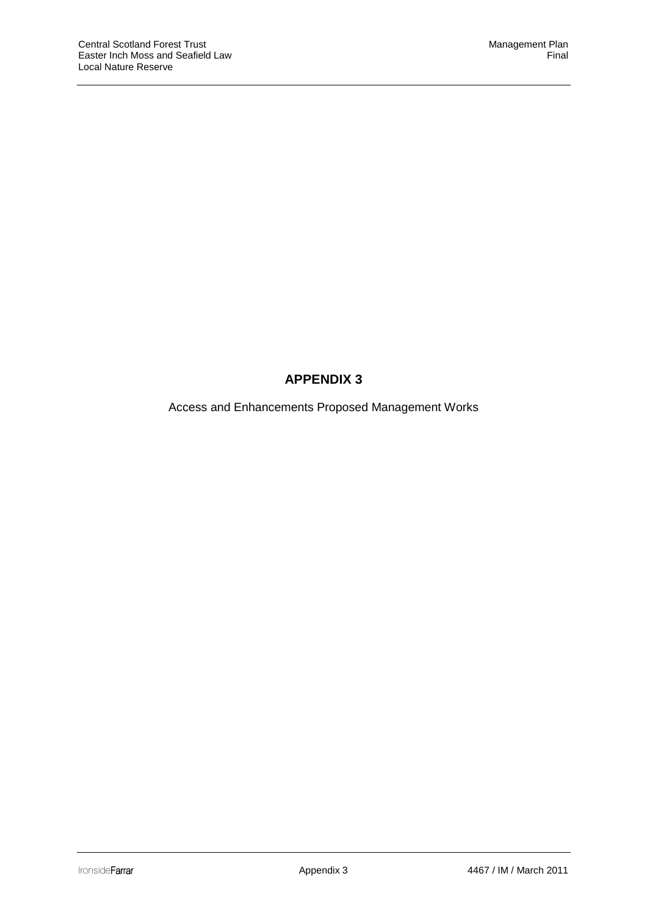# APPENDIX 3

Access and Enhancements Proposed Management Works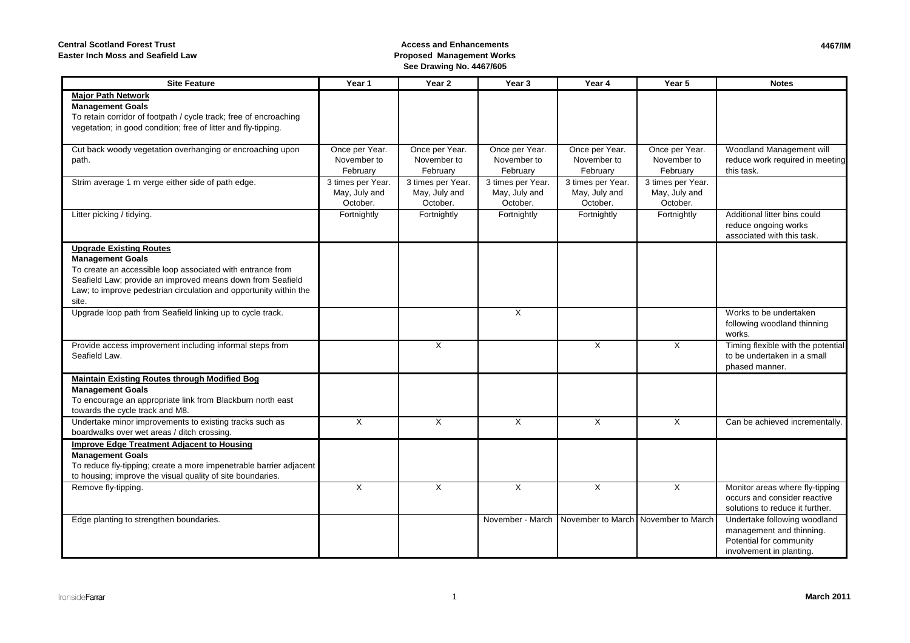**Central Scotland Forest Trust**
**Easter Inch Moss and Seafield Law**

**Access and Enhancements**
**Proposed Management Works**
**See Drawing No. 4467/605**

**4467/IM**

| Site Feature | Year 1 | Year 2 | Year 3 | Year 4 | Year 5 | Notes |
|---|---|---|---|---|---|---|
| **Major Path Network**<br>**Management Goals**<br>To retain corridor of footpath / cycle track; free of encroaching vegetation; in good condition; free of litter and fly-tipping. | | | | | | |
| Cut back woody vegetation overhanging or encroaching upon path. | Once per Year. November to February | Once per Year. November to February | Once per Year. November to February | Once per Year. November to February | Once per Year. November to February | Woodland Management will reduce work required in meeting this task. |
| Strim average 1 m verge either side of path edge. | 3 times per Year. May, July and October. | 3 times per Year. May, July and October. | 3 times per Year. May, July and October. | 3 times per Year. May, July and October. | 3 times per Year. May, July and October. | |
| Litter picking / tidying. | Fortnightly | Fortnightly | Fortnightly | Fortnightly | Fortnightly | Additional litter bins could reduce ongoing works associated with this task. |
| **Upgrade Existing Routes**<br>**Management Goals**<br>To create an accessible loop associated with entrance from Seafield Law; provide an improved means down from Seafield Law; to improve pedestrian circulation and opportunity within the site. | | | | | | |
| Upgrade loop path from Seafield linking up to cycle track. | | | X | | | Works to be undertaken following woodland thinning works. |
| Provide access improvement including informal steps from Seafield Law. | | X | | X | X | Timing flexible with the potential to be undertaken in a small phased manner. |
| **Maintain Existing Routes through Modified Bog**<br>**Management Goals**<br>To encourage an appropriate link from Blackburn north east towards the cycle track and M8. | | | | | | |
| Undertake minor improvements to existing tracks such as boardwalks over wet areas / ditch crossing. | X | X | X | X | X | Can be achieved incrementally. |
| **Improve Edge Treatment Adjacent to Housing**<br>**Management Goals**<br>To reduce fly-tipping; create a more impenetrable barrier adjacent to housing; improve the visual quality of site boundaries. | | | | | | |
| Remove fly-tipping. | X | X | X | X | X | Monitor areas where fly-tipping occurs and consider reactive solutions to reduce it further. |
| Edge planting to strengthen boundaries. | | | November - March | November to March | November to March | Undertake following woodland management and thinning. Potential for community involvement in planting. |

IronsideFarrar

March 2011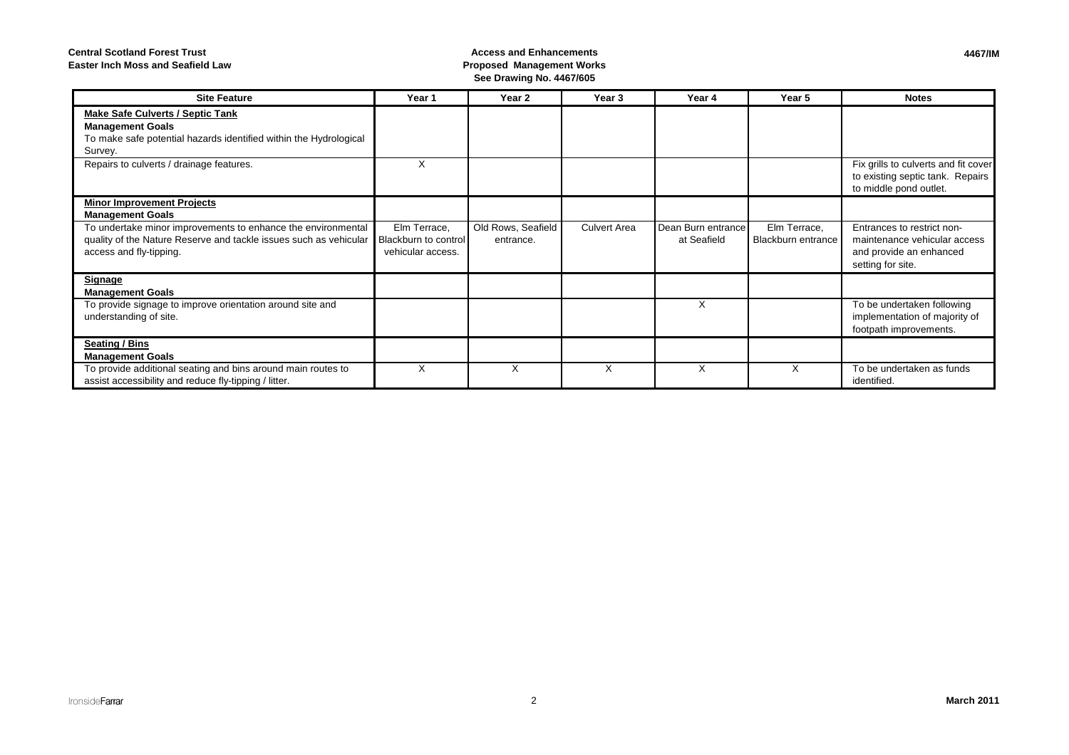**Central Scotland Forest Trust**
**Easter Inch Moss and Seafield Law**

**Access and Enhancements**
**Proposed Management Works**
**See Drawing No. 4467/605**

**4467/IM**

| Site Feature | Year 1 | Year 2 | Year 3 | Year 4 | Year 5 | Notes |
|---|---|---|---|---|---|---|
| **Make Safe Culverts / Septic Tank**<br>**Management Goals**<br>To make safe potential hazards identified within the Hydrological Survey. | | | | | | |
| Repairs to culverts / drainage features. | X | | | | | Fix grills to culverts and fit cover to existing septic tank. Repairs to middle pond outlet. |
| **Minor Improvement Projects**<br>**Management Goals** | | | | | | |
| To undertake minor improvements to enhance the environmental quality of the Nature Reserve and tackle issues such as vehicular access and fly-tipping. | Elm Terrace, Blackburn to control vehicular access. | Old Rows, Seafield entrance. | Culvert Area | Dean Burn entrance at Seafield | Elm Terrace, Blackburn entrance | Entrances to restrict non-maintenance vehicular access and provide an enhanced setting for site. |
| **Signage**<br>**Management Goals** | | | | | | |
| To provide signage to improve orientation around site and understanding of site. | | | | X | | To be undertaken following implementation of majority of footpath improvements. |
| **Seating / Bins**<br>**Management Goals** | | | | | | |
| To provide additional seating and bins around main routes to assist accessibility and reduce fly-tipping / litter. | X | X | X | X | X | To be undertaken as funds identified. |

IronsideFarrar

March 2011